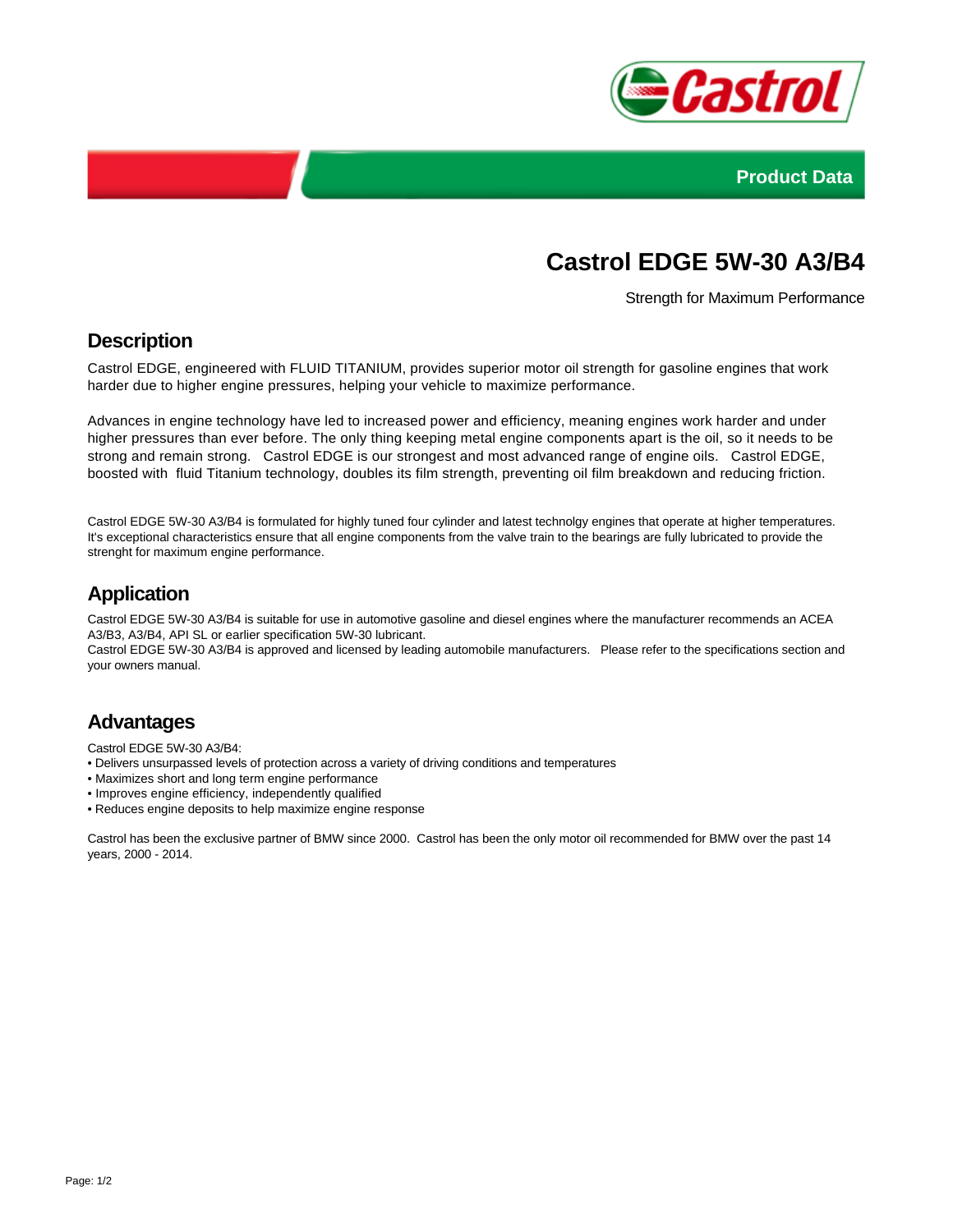Product Data

# Castrol EDGE 5W-30 A3/B4

Strength for Maximum Performance

## Description

Castrol EDGE, engineered with FLUID TITANIUM, provides superior motor oil strength for gasoline engines that work harder due to higher engine pressures, helping your vehicle to maximize performance.

Advances in engine technology have led to increased power and efficiency, meaning engines work harder and under higher pressures than ever before. The only thing keeping metal engine components apart is the oil, so it needs to be strong and remain strong. Castrol EDGE is our strongest and most advanced range of engine oils. Castrol EDGE, boosted with fluid Titanium technology, doubles its film strength, preventing oil film breakdown and reducing friction.

Castrol EDGE 5W-30 A3/B4 is formulated for highly tuned four cylinder and latest technolgy engines that operate at higher temperatures. It's exceptional characteristics ensure that all engine components from the valve train to the bearings are fully lubricated to provide the strenght for maximum engine performance.

## Application

Castrol EDGE 5W-30 A3/B4 is suitable for use in automotive gasoline and diesel engines where the manufacturer recommends an ACEA A3/B3, A3/B4, API SL or earlier specification 5W-30 lubricant.
Castrol EDGE 5W-30 A3/B4 is approved and licensed by leading automobile manufacturers. Please refer to the specifications section and your owners manual.

## Advantages

Castrol EDGE 5W-30 A3/B4:
- Delivers unsurpassed levels of protection across a variety of driving conditions and temperatures
- Maximizes short and long term engine performance
- Improves engine efficiency, independently qualified
- Reduces engine deposits to help maximize engine response

Castrol has been the exclusive partner of BMW since 2000. Castrol has been the only motor oil recommended for BMW over the past 14 years, 2000 - 2014.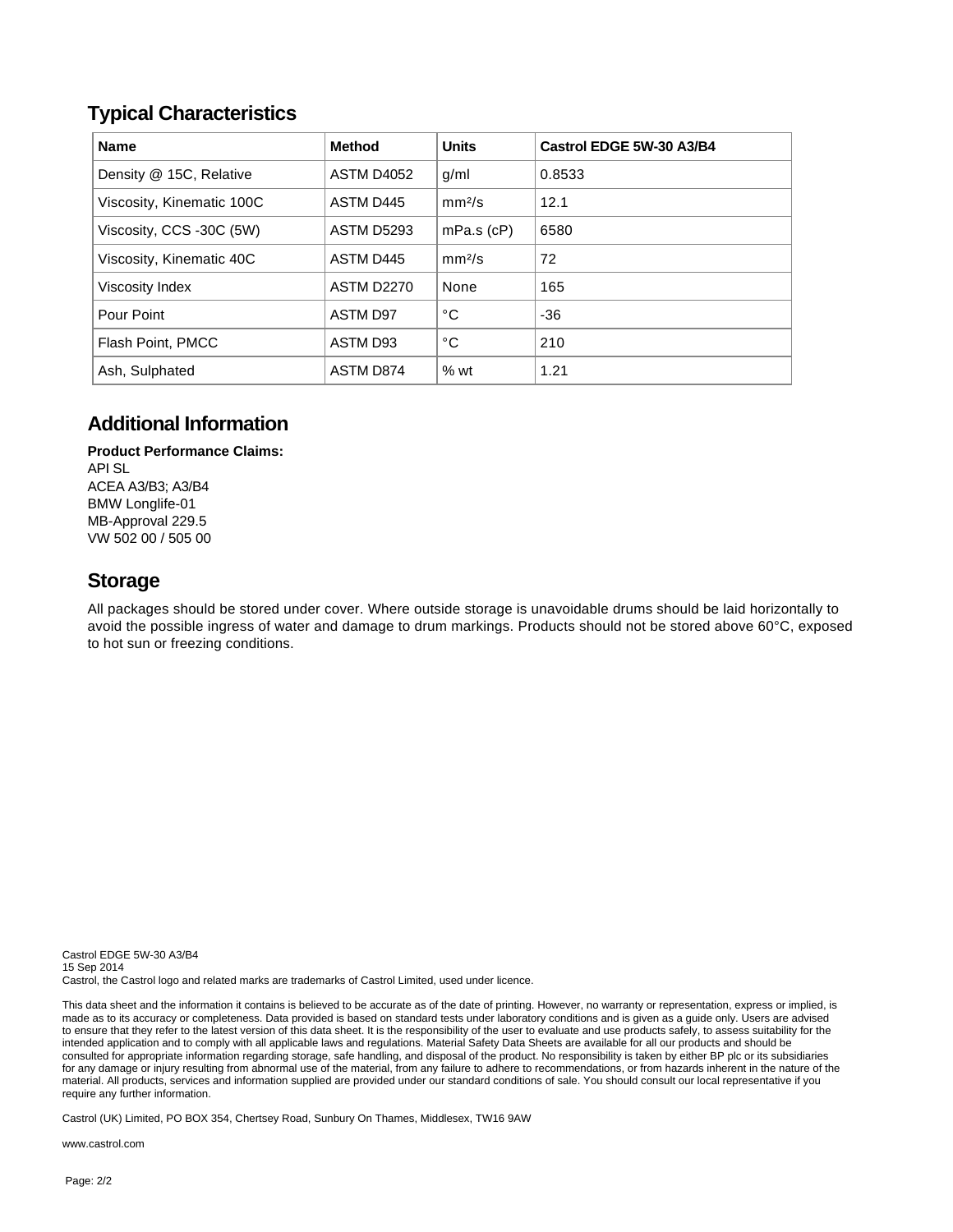## Typical Characteristics

| Name | Method | Units | Castrol EDGE 5W-30 A3/B4 |
|---|---|---|---|
| Density @ 15C, Relative | ASTM D4052 | g/ml | 0.8533 |
| Viscosity, Kinematic 100C | ASTM D445 | $mm^2/s$ | 12.1 |
| Viscosity, CCS -30C (5W) | ASTM D5293 | mPa.s (cP) | 6580 |
| Viscosity, Kinematic 40C | ASTM D445 | $mm^2/s$ | 72 |
| Viscosity Index | ASTM D2270 | None | 165 |
| Pour Point | ASTM D97 | °C | -36 |
| Flash Point, PMCC | ASTM D93 | °C | 210 |
| Ash, Sulphated | ASTM D874 | % wt | 1.21 |

## Additional Information

**Product Performance Claims:**
API SL
ACEA A3/B3; A3/B4
BMW Longlife-01
MB-Approval 229.5
VW 502 00 / 505 00

## Storage

All packages should be stored under cover. Where outside storage is unavoidable drums should be laid horizontally to avoid the possible ingress of water and damage to drum markings. Products should not be stored above 60°C, exposed to hot sun or freezing conditions.

Castrol EDGE 5W-30 A3/B4
15 Sep 2014
Castrol, the Castrol logo and related marks are trademarks of Castrol Limited, used under licence.

This data sheet and the information it contains is believed to be accurate as of the date of printing. However, no warranty or representation, express or implied, is made as to its accuracy or completeness. Data provided is based on standard tests under laboratory conditions and is given as a guide only. Users are advised to ensure that they refer to the latest version of this data sheet. It is the responsibility of the user to evaluate and use products safely, to assess suitability for the intended application and to comply with all applicable laws and regulations. Material Safety Data Sheets are available for all our products and should be consulted for appropriate information regarding storage, safe handling, and disposal of the product. No responsibility is taken by either BP plc or its subsidiaries for any damage or injury resulting from abnormal use of the material, from any failure to adhere to recommendations, or from hazards inherent in the nature of the material. All products, services and information supplied are provided under our standard conditions of sale. You should consult our local representative if you require any further information.

Castrol (UK) Limited, PO BOX 354, Chertsey Road, Sunbury On Thames, Middlesex, TW16 9AW

www.castrol.com